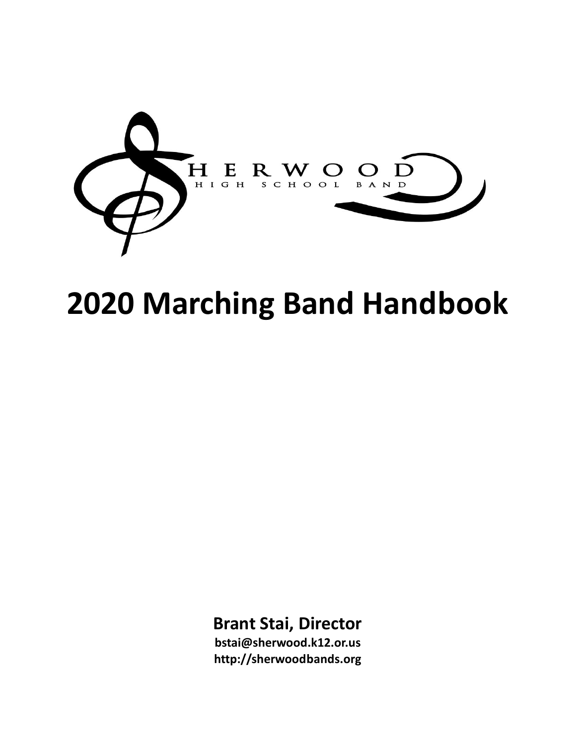SHERWOOD HIGH SCHOOL BAND

# 2020 Marching Band Handbook

**Brant Stai, Director**

**bstai@sherwood.k12.or.us**

**http://sherwoodbands.org**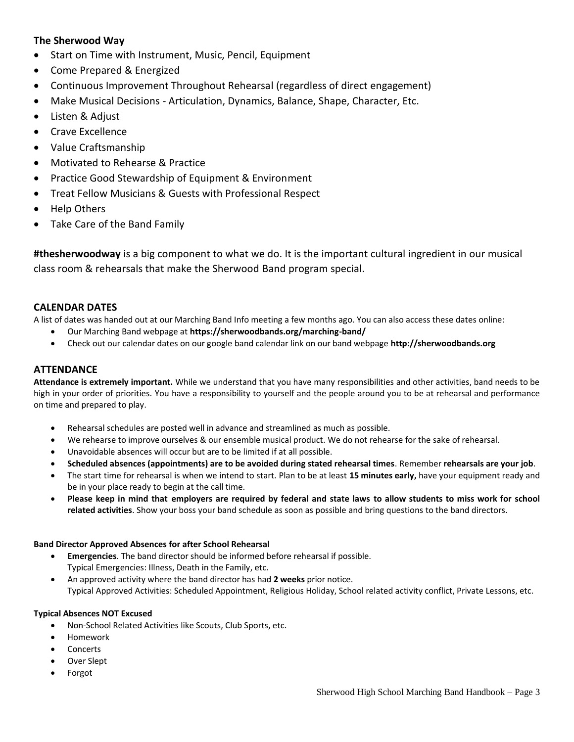### The Sherwood Way

- Start on Time with Instrument, Music, Pencil, Equipment
- Come Prepared & Energized
- Continuous Improvement Throughout Rehearsal (regardless of direct engagement)
- Make Musical Decisions - Articulation, Dynamics, Balance, Shape, Character, Etc.
- Listen & Adjust
- Crave Excellence
- Value Craftsmanship
- Motivated to Rehearse & Practice
- Practice Good Stewardship of Equipment & Environment
- Treat Fellow Musicians & Guests with Professional Respect
- Help Others
- Take Care of the Band Family

**#thesherwoodway** is a big component to what we do. It is the important cultural ingredient in our musical class room & rehearsals that make the Sherwood Band program special.

### CALENDAR DATES

A list of dates was handed out at our Marching Band Info meeting a few months ago. You can also access these dates online:

- Our Marching Band webpage at **https://sherwoodbands.org/marching-band/**
- Check out our calendar dates on our google band calendar link on our band webpage **http://sherwoodbands.org**

## ATTENDANCE

**Attendance is extremely important.** While we understand that you have many responsibilities and other activities, band needs to be high in your order of priorities. You have a responsibility to yourself and the people around you to be at rehearsal and performance on time and prepared to play.

- Rehearsal schedules are posted well in advance and streamlined as much as possible.
- We rehearse to improve ourselves & our ensemble musical product. We do not rehearse for the sake of rehearsal.
- Unavoidable absences will occur but are to be limited if at all possible.
- **Scheduled absences (appointments) are to be avoided during stated rehearsal times**. Remember **rehearsals are your job**.
- The start time for rehearsal is when we intend to start. Plan to be at least **15 minutes early,** have your equipment ready and be in your place ready to begin at the call time.
- **Please keep in mind that employers are required by federal and state laws to allow students to miss work for school related activities**. Show your boss your band schedule as soon as possible and bring questions to the band directors.

**Band Director Approved Absences for after School Rehearsal**

- **Emergencies**. The band director should be informed before rehearsal if possible.
  Typical Emergencies: Illness, Death in the Family, etc.
- An approved activity where the band director has had **2 weeks** prior notice.
  Typical Approved Activities: Scheduled Appointment, Religious Holiday, School related activity conflict, Private Lessons, etc.

**Typical Absences NOT Excused**

- Non-School Related Activities like Scouts, Club Sports, etc.
- Homework
- Concerts
- Over Slept
- Forgot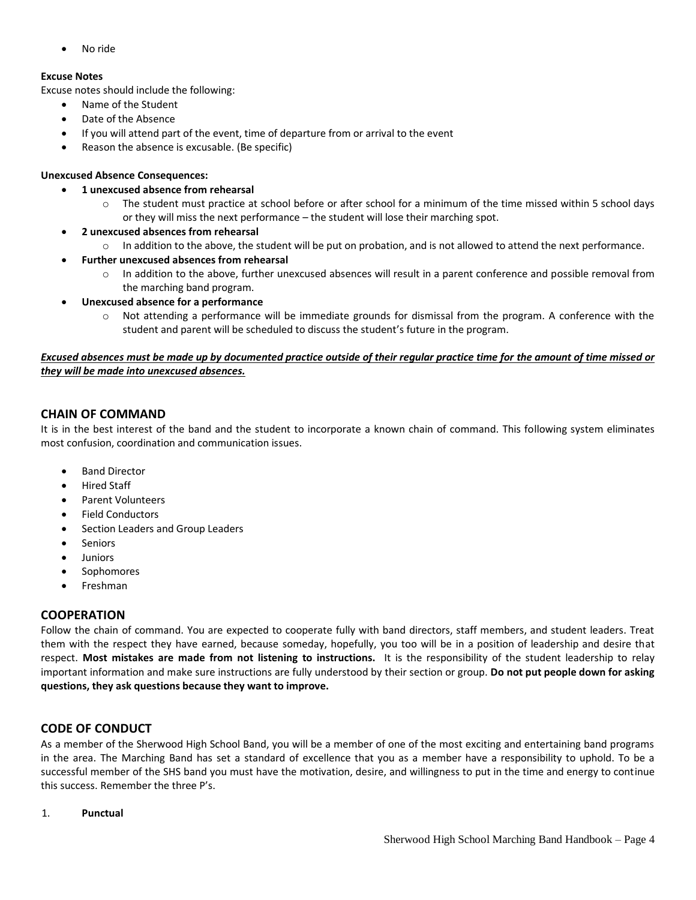- No ride

**Excuse Notes**

Excuse notes should include the following:

- Name of the Student
- Date of the Absence
- If you will attend part of the event, time of departure from or arrival to the event
- Reason the absence is excusable. (Be specific)

**Unexcused Absence Consequences:**

- **1 unexcused absence from rehearsal**
    - The student must practice at school before or after school for a minimum of the time missed within 5 school days or they will miss the next performance – the student will lose their marching spot.
- **2 unexcused absences from rehearsal**
    - In addition to the above, the student will be put on probation, and is not allowed to attend the next performance.
- **Further unexcused absences from rehearsal**
    - In addition to the above, further unexcused absences will result in a parent conference and possible removal from the marching band program.
- **Unexcused absence for a performance**
    - Not attending a performance will be immediate grounds for dismissal from the program. A conference with the student and parent will be scheduled to discuss the student's future in the program.

***<u>Excused absences must be made up by documented practice outside of their regular practice time for the amount of time missed or they will be made into unexcused absences.</u>***

## CHAIN OF COMMAND

It is in the best interest of the band and the student to incorporate a known chain of command. This following system eliminates most confusion, coordination and communication issues.

- Band Director
- Hired Staff
- Parent Volunteers
- Field Conductors
- Section Leaders and Group Leaders
- Seniors
- Juniors
- Sophomores
- Freshman

## COOPERATION

Follow the chain of command. You are expected to cooperate fully with band directors, staff members, and student leaders. Treat them with the respect they have earned, because someday, hopefully, you too will be in a position of leadership and desire that respect. **Most mistakes are made from not listening to instructions.** It is the responsibility of the student leadership to relay important information and make sure instructions are fully understood by their section or group. **Do not put people down for asking questions, they ask questions because they want to improve.**

## CODE OF CONDUCT

As a member of the Sherwood High School Band, you will be a member of one of the most exciting and entertaining band programs in the area. The Marching Band has set a standard of excellence that you as a member have a responsibility to uphold. To be a successful member of the SHS band you must have the motivation, desire, and willingness to put in the time and energy to continue this success. Remember the three P's.

1. **Punctual**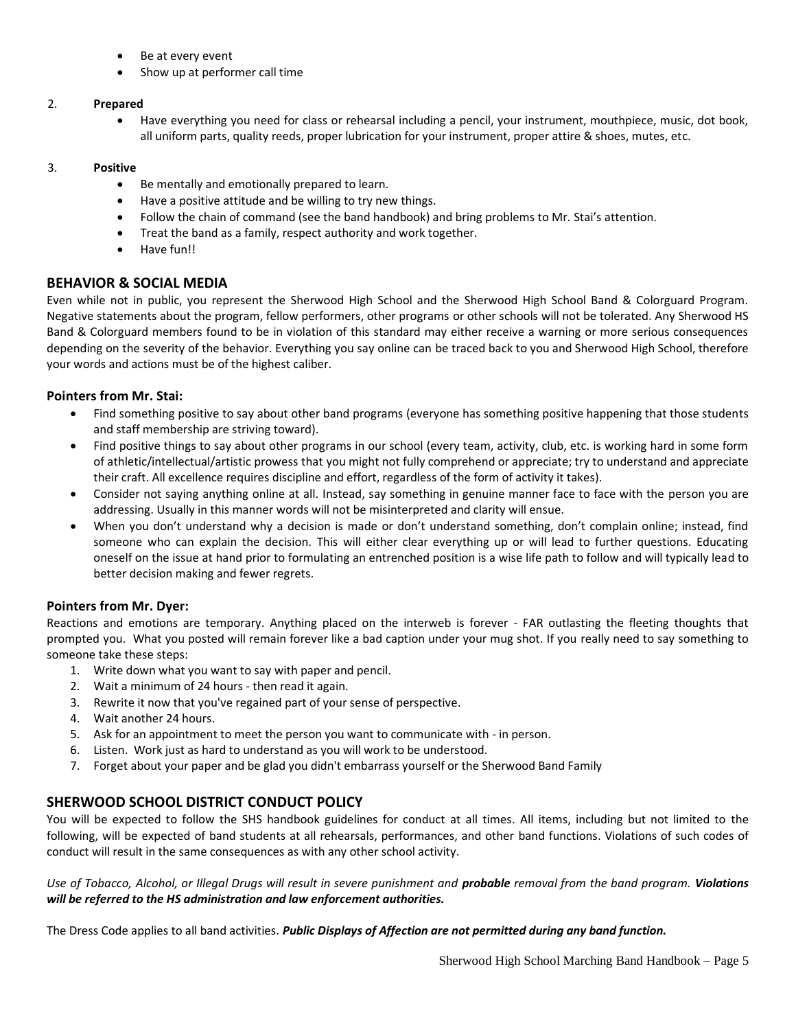- Be at every event
- Show up at performer call time

2. **Prepared**
   - Have everything you need for class or rehearsal including a pencil, your instrument, mouthpiece, music, dot book, all uniform parts, quality reeds, proper lubrication for your instrument, proper attire & shoes, mutes, etc.

3. **Positive**
   - Be mentally and emotionally prepared to learn.
   - Have a positive attitude and be willing to try new things.
   - Follow the chain of command (see the band handbook) and bring problems to Mr. Stai's attention.
   - Treat the band as a family, respect authority and work together.
   - Have fun!!

## BEHAVIOR & SOCIAL MEDIA

Even while not in public, you represent the Sherwood High School and the Sherwood High School Band & Colorguard Program. Negative statements about the program, fellow performers, other programs or other schools will not be tolerated. Any Sherwood HS Band & Colorguard members found to be in violation of this standard may either receive a warning or more serious consequences depending on the severity of the behavior. Everything you say online can be traced back to you and Sherwood High School, therefore your words and actions must be of the highest caliber.

### Pointers from Mr. Stai:

- Find something positive to say about other band programs (everyone has something positive happening that those students and staff membership are striving toward).
- Find positive things to say about other programs in our school (every team, activity, club, etc. is working hard in some form of athletic/intellectual/artistic prowess that you might not fully comprehend or appreciate; try to understand and appreciate their craft. All excellence requires discipline and effort, regardless of the form of activity it takes).
- Consider not saying anything online at all. Instead, say something in genuine manner face to face with the person you are addressing. Usually in this manner words will not be misinterpreted and clarity will ensue.
- When you don't understand why a decision is made or don't understand something, don't complain online; instead, find someone who can explain the decision. This will either clear everything up or will lead to further questions. Educating oneself on the issue at hand prior to formulating an entrenched position is a wise life path to follow and will typically lead to better decision making and fewer regrets.

### Pointers from Mr. Dyer:

Reactions and emotions are temporary. Anything placed on the interweb is forever - FAR outlasting the fleeting thoughts that prompted you. What you posted will remain forever like a bad caption under your mug shot. If you really need to say something to someone take these steps:

1. Write down what you want to say with paper and pencil.
2. Wait a minimum of 24 hours - then read it again.
3. Rewrite it now that you've regained part of your sense of perspective.
4. Wait another 24 hours.
5. Ask for an appointment to meet the person you want to communicate with - in person.
6. Listen. Work just as hard to understand as you will work to be understood.
7. Forget about your paper and be glad you didn't embarrass yourself or the Sherwood Band Family

## SHERWOOD SCHOOL DISTRICT CONDUCT POLICY

You will be expected to follow the SHS handbook guidelines for conduct at all times. All items, including but not limited to the following, will be expected of band students at all rehearsals, performances, and other band functions. Violations of such codes of conduct will result in the same consequences as with any other school activity.

*Use of Tobacco, Alcohol, or Illegal Drugs will result in severe punishment and **probable** removal from the band program. **Violations will be referred to the HS administration and law enforcement authorities.***

The Dress Code applies to all band activities. ***Public Displays of Affection are not permitted during any band function.***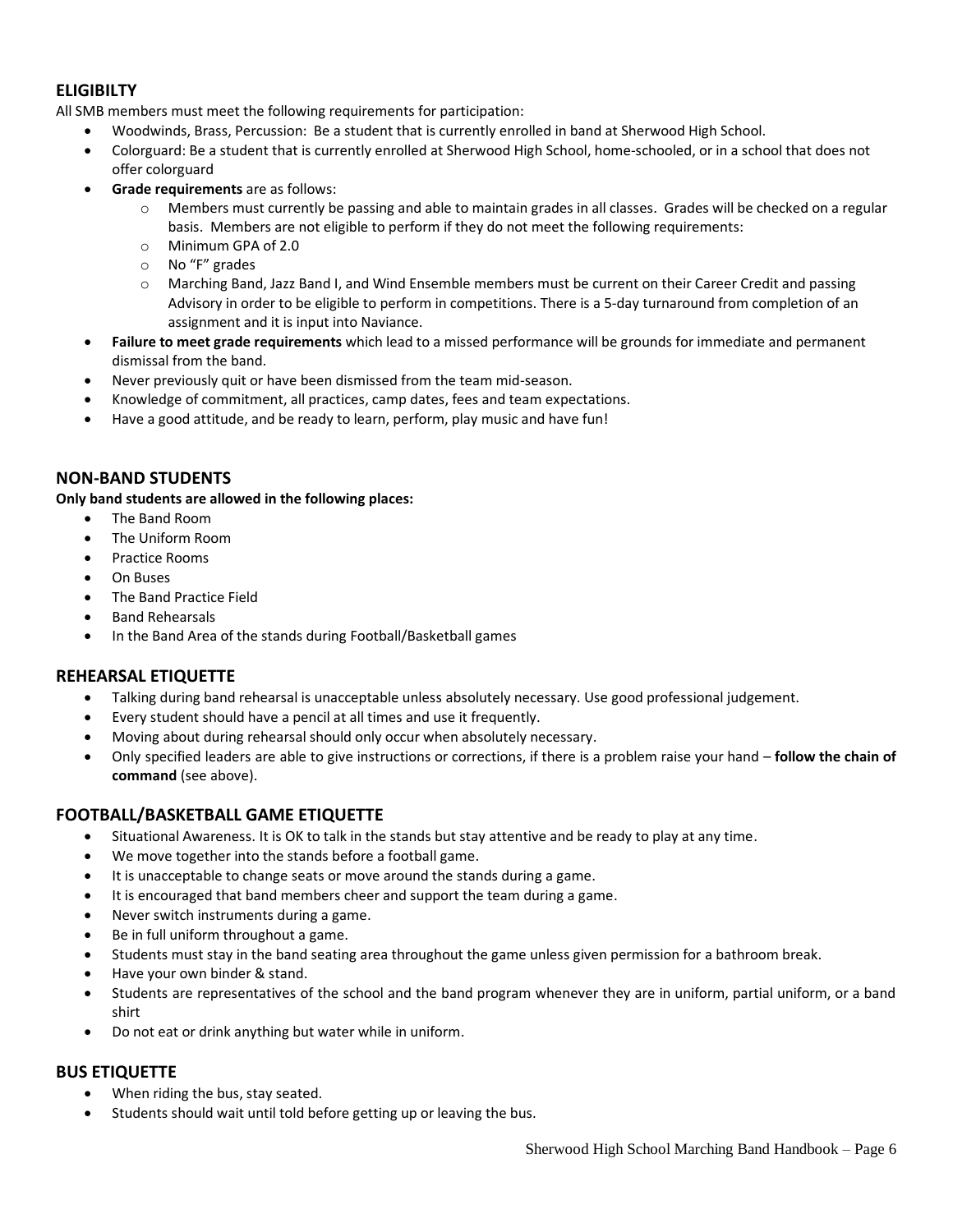## ELIGIBILTY

All SMB members must meet the following requirements for participation:

- Woodwinds, Brass, Percussion: Be a student that is currently enrolled in band at Sherwood High School.
- Colorguard: Be a student that is currently enrolled at Sherwood High School, home-schooled, or in a school that does not offer colorguard
- **Grade requirements** are as follows:
  - Members must currently be passing and able to maintain grades in all classes. Grades will be checked on a regular basis. Members are not eligible to perform if they do not meet the following requirements:
  - Minimum GPA of 2.0
  - No "F" grades
  - Marching Band, Jazz Band I, and Wind Ensemble members must be current on their Career Credit and passing Advisory in order to be eligible to perform in competitions. There is a 5-day turnaround from completion of an assignment and it is input into Naviance.
- **Failure to meet grade requirements** which lead to a missed performance will be grounds for immediate and permanent dismissal from the band.
- Never previously quit or have been dismissed from the team mid-season.
- Knowledge of commitment, all practices, camp dates, fees and team expectations.
- Have a good attitude, and be ready to learn, perform, play music and have fun!

## NON-BAND STUDENTS

**Only band students are allowed in the following places:**

- The Band Room
- The Uniform Room
- Practice Rooms
- On Buses
- The Band Practice Field
- Band Rehearsals
- In the Band Area of the stands during Football/Basketball games

## REHEARSAL ETIQUETTE

- Talking during band rehearsal is unacceptable unless absolutely necessary. Use good professional judgement.
- Every student should have a pencil at all times and use it frequently.
- Moving about during rehearsal should only occur when absolutely necessary.
- Only specified leaders are able to give instructions or corrections, if there is a problem raise your hand – **follow the chain of command** (see above).

## FOOTBALL/BASKETBALL GAME ETIQUETTE

- Situational Awareness. It is OK to talk in the stands but stay attentive and be ready to play at any time.
- We move together into the stands before a football game.
- It is unacceptable to change seats or move around the stands during a game.
- It is encouraged that band members cheer and support the team during a game.
- Never switch instruments during a game.
- Be in full uniform throughout a game.
- Students must stay in the band seating area throughout the game unless given permission for a bathroom break.
- Have your own binder & stand.
- Students are representatives of the school and the band program whenever they are in uniform, partial uniform, or a band shirt
- Do not eat or drink anything but water while in uniform.

## BUS ETIQUETTE

- When riding the bus, stay seated.
- Students should wait until told before getting up or leaving the bus.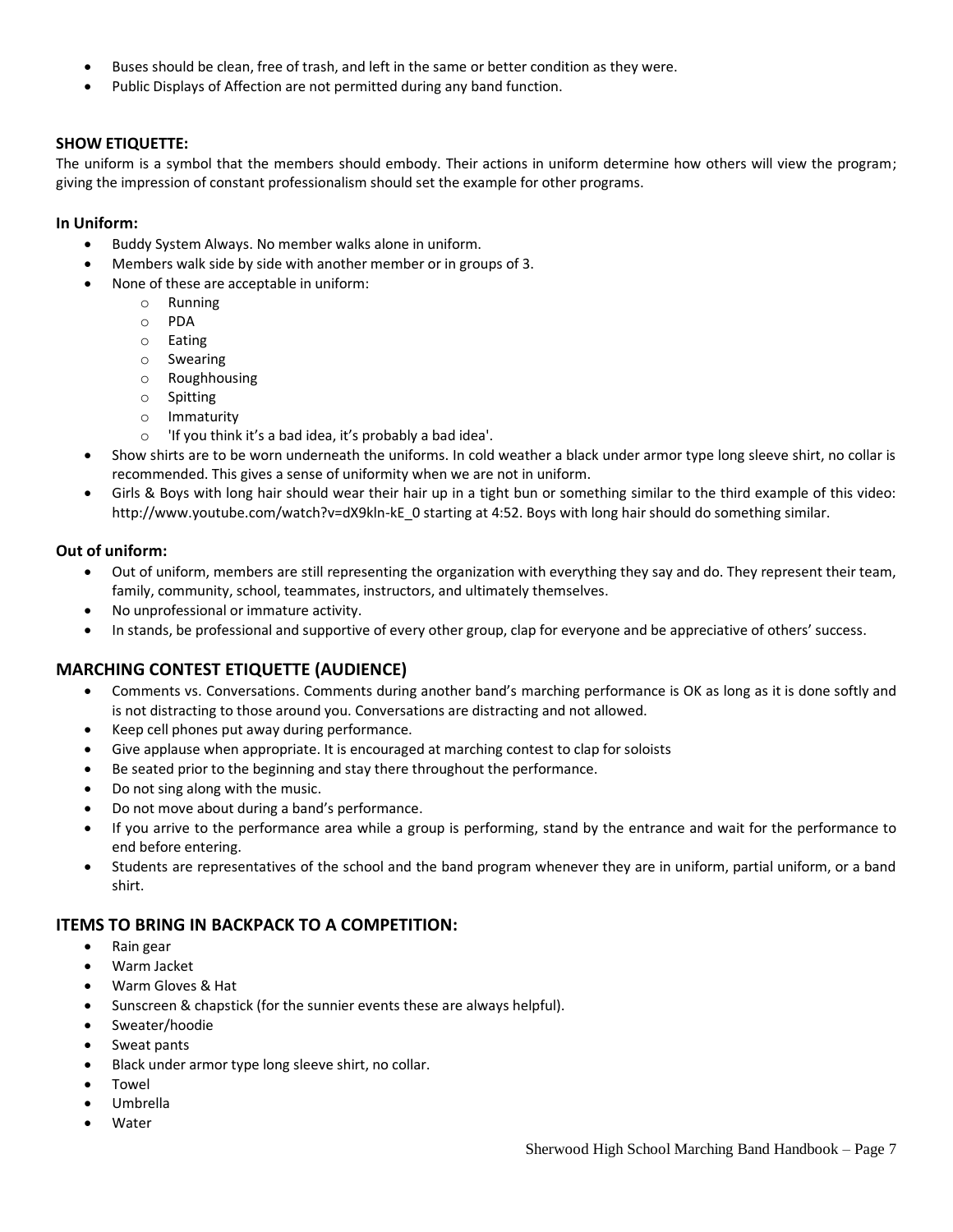- Buses should be clean, free of trash, and left in the same or better condition as they were.
- Public Displays of Affection are not permitted during any band function.

**SHOW ETIQUETTE:**

The uniform is a symbol that the members should embody. Their actions in uniform determine how others will view the program; giving the impression of constant professionalism should set the example for other programs.

**In Uniform:**

- Buddy System Always. No member walks alone in uniform.
- Members walk side by side with another member or in groups of 3.
- None of these are acceptable in uniform:
  - Running
  - PDA
  - Eating
  - Swearing
  - Roughhousing
  - Spitting
  - Immaturity
  - 'If you think it's a bad idea, it's probably a bad idea'.
- Show shirts are to be worn underneath the uniforms. In cold weather a black under armor type long sleeve shirt, no collar is recommended. This gives a sense of uniformity when we are not in uniform.
- Girls & Boys with long hair should wear their hair up in a tight bun or something similar to the third example of this video: http://www.youtube.com/watch?v=dX9kln-kE_0 starting at 4:52. Boys with long hair should do something similar.

**Out of uniform:**

- Out of uniform, members are still representing the organization with everything they say and do. They represent their team, family, community, school, teammates, instructors, and ultimately themselves.
- No unprofessional or immature activity.
- In stands, be professional and supportive of every other group, clap for everyone and be appreciative of others' success.

## MARCHING CONTEST ETIQUETTE (AUDIENCE)

- Comments vs. Conversations. Comments during another band's marching performance is OK as long as it is done softly and is not distracting to those around you. Conversations are distracting and not allowed.
- Keep cell phones put away during performance.
- Give applause when appropriate. It is encouraged at marching contest to clap for soloists
- Be seated prior to the beginning and stay there throughout the performance.
- Do not sing along with the music.
- Do not move about during a band's performance.
- If you arrive to the performance area while a group is performing, stand by the entrance and wait for the performance to end before entering.
- Students are representatives of the school and the band program whenever they are in uniform, partial uniform, or a band shirt.

## ITEMS TO BRING IN BACKPACK TO A COMPETITION:

- Rain gear
- Warm Jacket
- Warm Gloves & Hat
- Sunscreen & chapstick (for the sunnier events these are always helpful).
- Sweater/hoodie
- Sweat pants
- Black under armor type long sleeve shirt, no collar.
- Towel
- Umbrella
- Water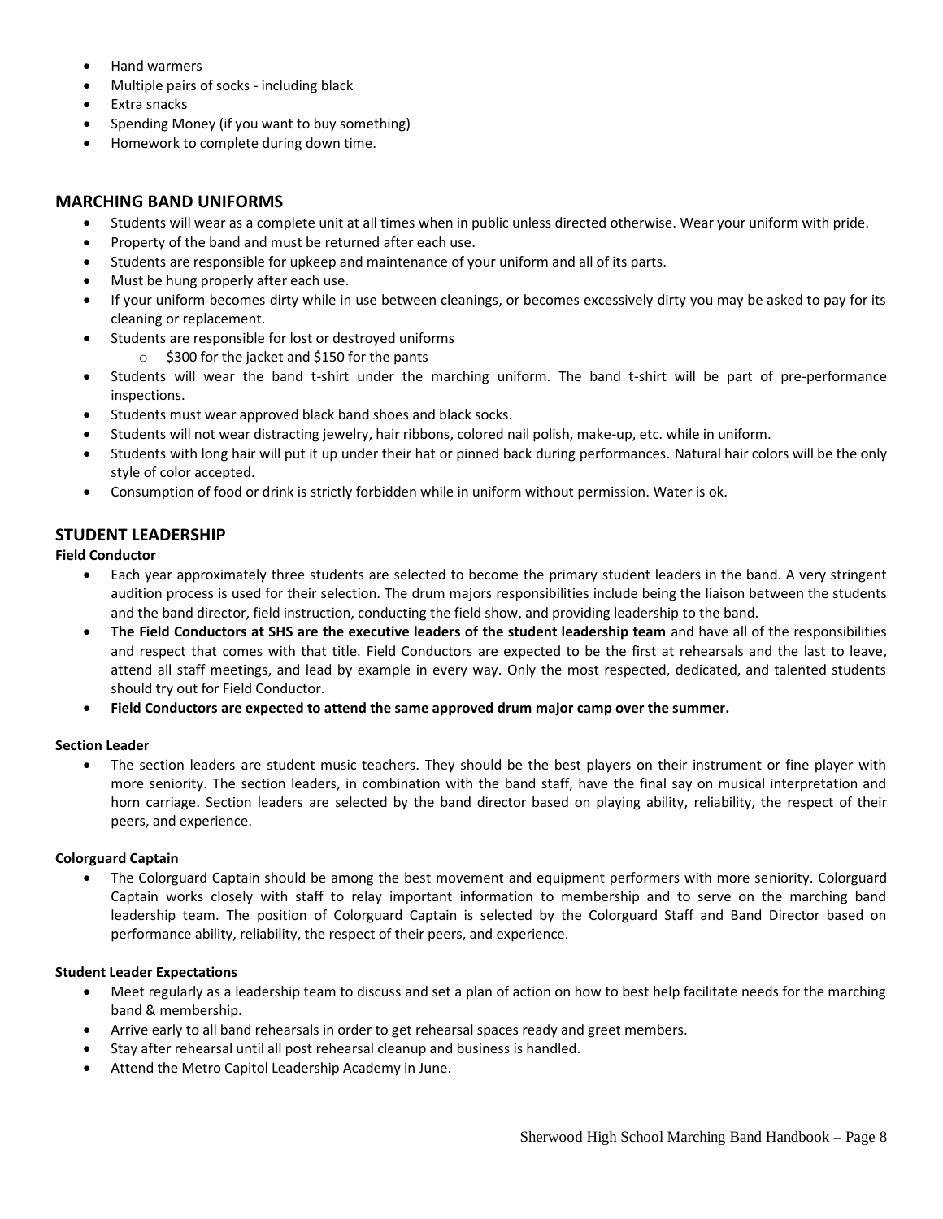- Hand warmers
- Multiple pairs of socks - including black
- Extra snacks
- Spending Money (if you want to buy something)
- Homework to complete during down time.

## MARCHING BAND UNIFORMS

- Students will wear as a complete unit at all times when in public unless directed otherwise. Wear your uniform with pride.
- Property of the band and must be returned after each use.
- Students are responsible for upkeep and maintenance of your uniform and all of its parts.
- Must be hung properly after each use.
- If your uniform becomes dirty while in use between cleanings, or becomes excessively dirty you may be asked to pay for its cleaning or replacement.
- Students are responsible for lost or destroyed uniforms
    - $300 for the jacket and $150 for the pants
- Students will wear the band t-shirt under the marching uniform. The band t-shirt will be part of pre-performance inspections.
- Students must wear approved black band shoes and black socks.
- Students will not wear distracting jewelry, hair ribbons, colored nail polish, make-up, etc. while in uniform.
- Students with long hair will put it up under their hat or pinned back during performances. Natural hair colors will be the only style of color accepted.
- Consumption of food or drink is strictly forbidden while in uniform without permission. Water is ok.

## STUDENT LEADERSHIP

**Field Conductor**

- Each year approximately three students are selected to become the primary student leaders in the band. A very stringent audition process is used for their selection. The drum majors responsibilities include being the liaison between the students and the band director, field instruction, conducting the field show, and providing leadership to the band.
- **The Field Conductors at SHS are the executive leaders of the student leadership team** and have all of the responsibilities and respect that comes with that title. Field Conductors are expected to be the first at rehearsals and the last to leave, attend all staff meetings, and lead by example in every way. Only the most respected, dedicated, and talented students should try out for Field Conductor.
- **Field Conductors are expected to attend the same approved drum major camp over the summer.**

**Section Leader**

- The section leaders are student music teachers. They should be the best players on their instrument or fine player with more seniority. The section leaders, in combination with the band staff, have the final say on musical interpretation and horn carriage. Section leaders are selected by the band director based on playing ability, reliability, the respect of their peers, and experience.

**Colorguard Captain**

- The Colorguard Captain should be among the best movement and equipment performers with more seniority. Colorguard Captain works closely with staff to relay important information to membership and to serve on the marching band leadership team. The position of Colorguard Captain is selected by the Colorguard Staff and Band Director based on performance ability, reliability, the respect of their peers, and experience.

**Student Leader Expectations**

- Meet regularly as a leadership team to discuss and set a plan of action on how to best help facilitate needs for the marching band & membership.
- Arrive early to all band rehearsals in order to get rehearsal spaces ready and greet members.
- Stay after rehearsal until all post rehearsal cleanup and business is handled.
- Attend the Metro Capitol Leadership Academy in June.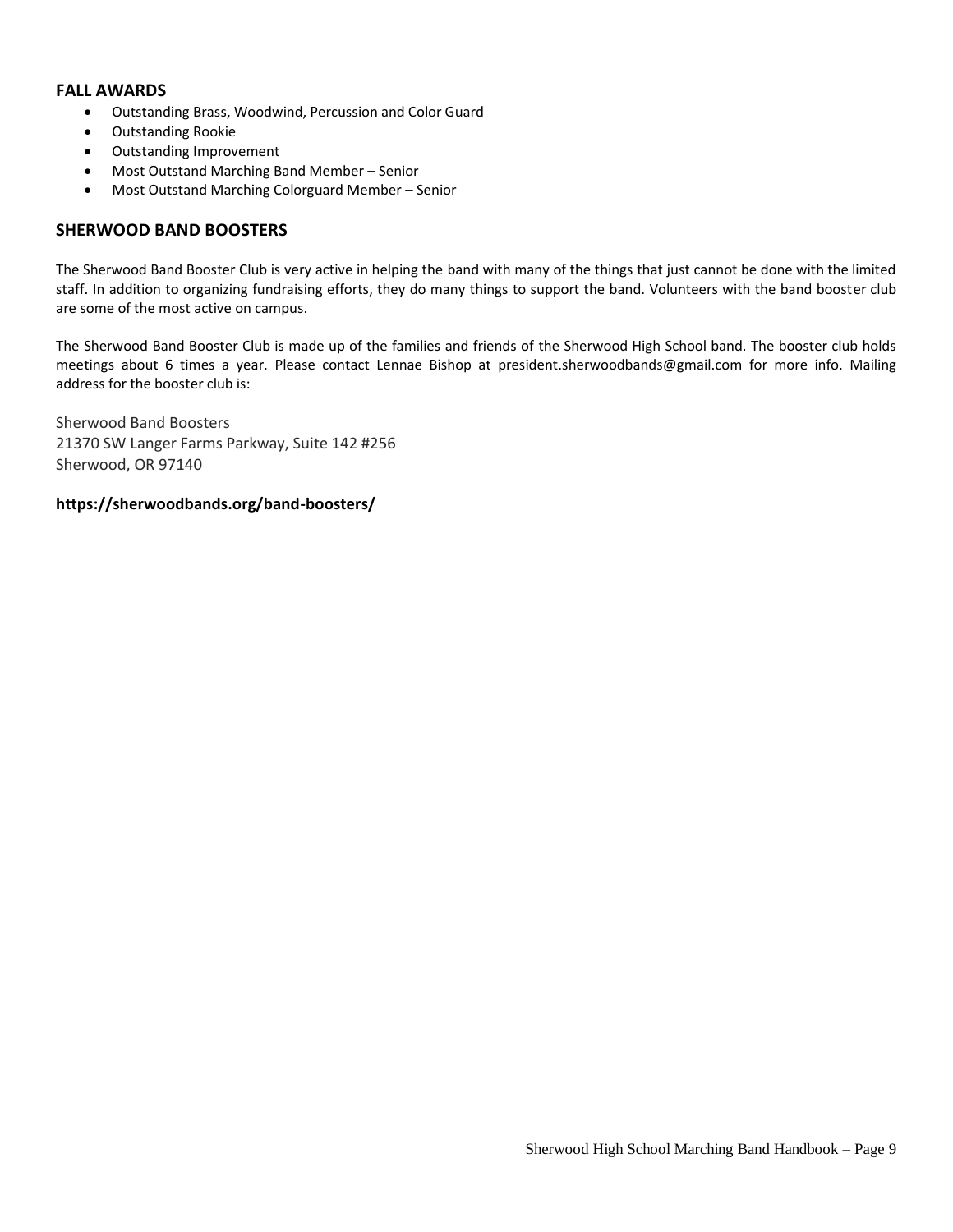## FALL AWARDS

- Outstanding Brass, Woodwind, Percussion and Color Guard
- Outstanding Rookie
- Outstanding Improvement
- Most Outstand Marching Band Member – Senior
- Most Outstand Marching Colorguard Member – Senior

## SHERWOOD BAND BOOSTERS

The Sherwood Band Booster Club is very active in helping the band with many of the things that just cannot be done with the limited staff. In addition to organizing fundraising efforts, they do many things to support the band. Volunteers with the band booster club are some of the most active on campus.

The Sherwood Band Booster Club is made up of the families and friends of the Sherwood High School band. The booster club holds meetings about 6 times a year. Please contact Lennae Bishop at president.sherwoodbands@gmail.com for more info. Mailing address for the booster club is:

Sherwood Band Boosters
21370 SW Langer Farms Parkway, Suite 142 #256
Sherwood, OR 97140

**https://sherwoodbands.org/band-boosters/**